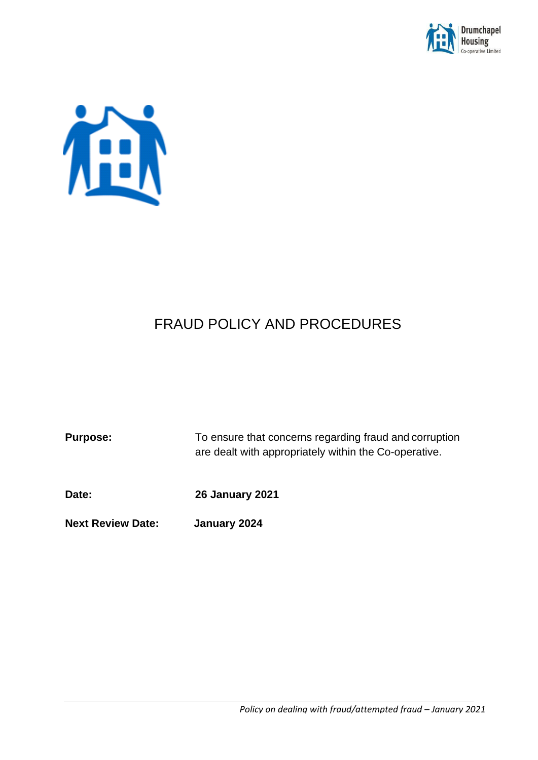# FRAUD POLICY AND PROCEDURES

| | |
|---|---|
| **Purpose:** | To ensure that concerns regarding fraud and corruption are dealt with appropriately within the Co-operative. |
| **Date:** | **26 January 2021** |
| **Next Review Date:** | **January 2024** |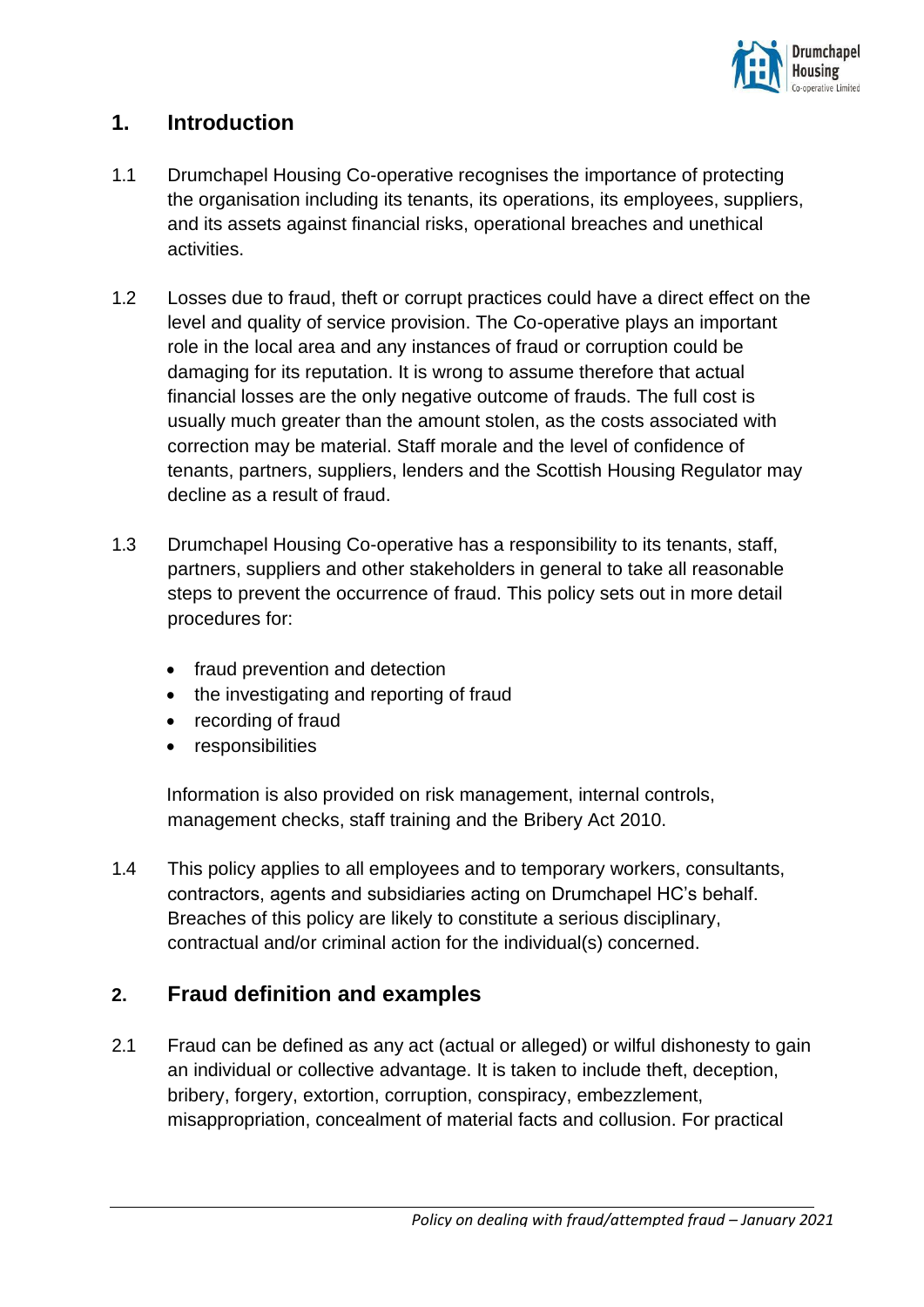## 1. Introduction

1.1 Drumchapel Housing Co-operative recognises the importance of protecting the organisation including its tenants, its operations, its employees, suppliers, and its assets against financial risks, operational breaches and unethical activities.

1.2 Losses due to fraud, theft or corrupt practices could have a direct effect on the level and quality of service provision. The Co-operative plays an important role in the local area and any instances of fraud or corruption could be damaging for its reputation. It is wrong to assume therefore that actual financial losses are the only negative outcome of frauds. The full cost is usually much greater than the amount stolen, as the costs associated with correction may be material. Staff morale and the level of confidence of tenants, partners, suppliers, lenders and the Scottish Housing Regulator may decline as a result of fraud.

1.3 Drumchapel Housing Co-operative has a responsibility to its tenants, staff, partners, suppliers and other stakeholders in general to take all reasonable steps to prevent the occurrence of fraud. This policy sets out in more detail procedures for:

- fraud prevention and detection
- the investigating and reporting of fraud
- recording of fraud
- responsibilities

Information is also provided on risk management, internal controls, management checks, staff training and the Bribery Act 2010.

1.4 This policy applies to all employees and to temporary workers, consultants, contractors, agents and subsidiaries acting on Drumchapel HC's behalf. Breaches of this policy are likely to constitute a serious disciplinary, contractual and/or criminal action for the individual(s) concerned.

## 2. Fraud definition and examples

2.1 Fraud can be defined as any act (actual or alleged) or wilful dishonesty to gain an individual or collective advantage. It is taken to include theft, deception, bribery, forgery, extortion, corruption, conspiracy, embezzlement, misappropriation, concealment of material facts and collusion. For practical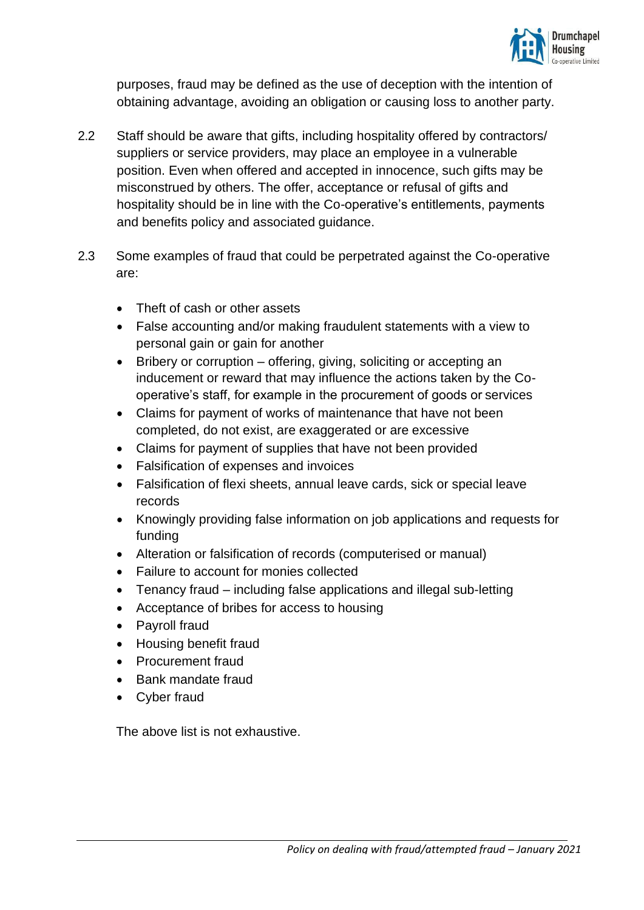purposes, fraud may be defined as the use of deception with the intention of obtaining advantage, avoiding an obligation or causing loss to another party.

2.2 Staff should be aware that gifts, including hospitality offered by contractors/ suppliers or service providers, may place an employee in a vulnerable position. Even when offered and accepted in innocence, such gifts may be misconstrued by others. The offer, acceptance or refusal of gifts and hospitality should be in line with the Co-operative's entitlements, payments and benefits policy and associated guidance.

2.3 Some examples of fraud that could be perpetrated against the Co-operative are:

- Theft of cash or other assets
- False accounting and/or making fraudulent statements with a view to personal gain or gain for another
- Bribery or corruption – offering, giving, soliciting or accepting an inducement or reward that may influence the actions taken by the Co-operative's staff, for example in the procurement of goods or services
- Claims for payment of works of maintenance that have not been completed, do not exist, are exaggerated or are excessive
- Claims for payment of supplies that have not been provided
- Falsification of expenses and invoices
- Falsification of flexi sheets, annual leave cards, sick or special leave records
- Knowingly providing false information on job applications and requests for funding
- Alteration or falsification of records (computerised or manual)
- Failure to account for monies collected
- Tenancy fraud – including false applications and illegal sub-letting
- Acceptance of bribes for access to housing
- Payroll fraud
- Housing benefit fraud
- Procurement fraud
- Bank mandate fraud
- Cyber fraud

The above list is not exhaustive.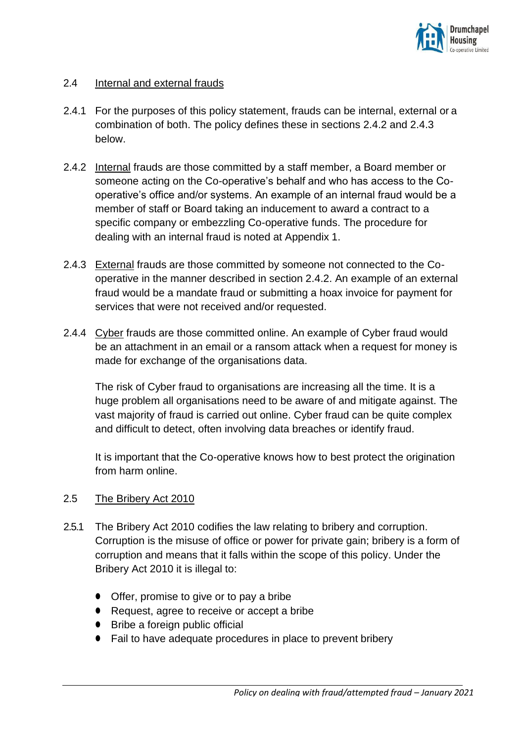## 2.4 Internal and external frauds

2.4.1 For the purposes of this policy statement, frauds can be internal, external or a combination of both. The policy defines these in sections 2.4.2 and 2.4.3 below.

2.4.2 Internal frauds are those committed by a staff member, a Board member or someone acting on the Co-operative's behalf and who has access to the Co-operative's office and/or systems. An example of an internal fraud would be a member of staff or Board taking an inducement to award a contract to a specific company or embezzling Co-operative funds. The procedure for dealing with an internal fraud is noted at Appendix 1.

2.4.3 External frauds are those committed by someone not connected to the Co-operative in the manner described in section 2.4.2. An example of an external fraud would be a mandate fraud or submitting a hoax invoice for payment for services that were not received and/or requested.

2.4.4 Cyber frauds are those committed online. An example of Cyber fraud would be an attachment in an email or a ransom attack when a request for money is made for exchange of the organisations data.

The risk of Cyber fraud to organisations are increasing all the time. It is a huge problem all organisations need to be aware of and mitigate against. The vast majority of fraud is carried out online. Cyber fraud can be quite complex and difficult to detect, often involving data breaches or identify fraud.

It is important that the Co-operative knows how to best protect the origination from harm online.

## 2.5 The Bribery Act 2010

2.5.1 The Bribery Act 2010 codifies the law relating to bribery and corruption. Corruption is the misuse of office or power for private gain; bribery is a form of corruption and means that it falls within the scope of this policy. Under the Bribery Act 2010 it is illegal to:

- Offer, promise to give or to pay a bribe
- Request, agree to receive or accept a bribe
- Bribe a foreign public official
- Fail to have adequate procedures in place to prevent bribery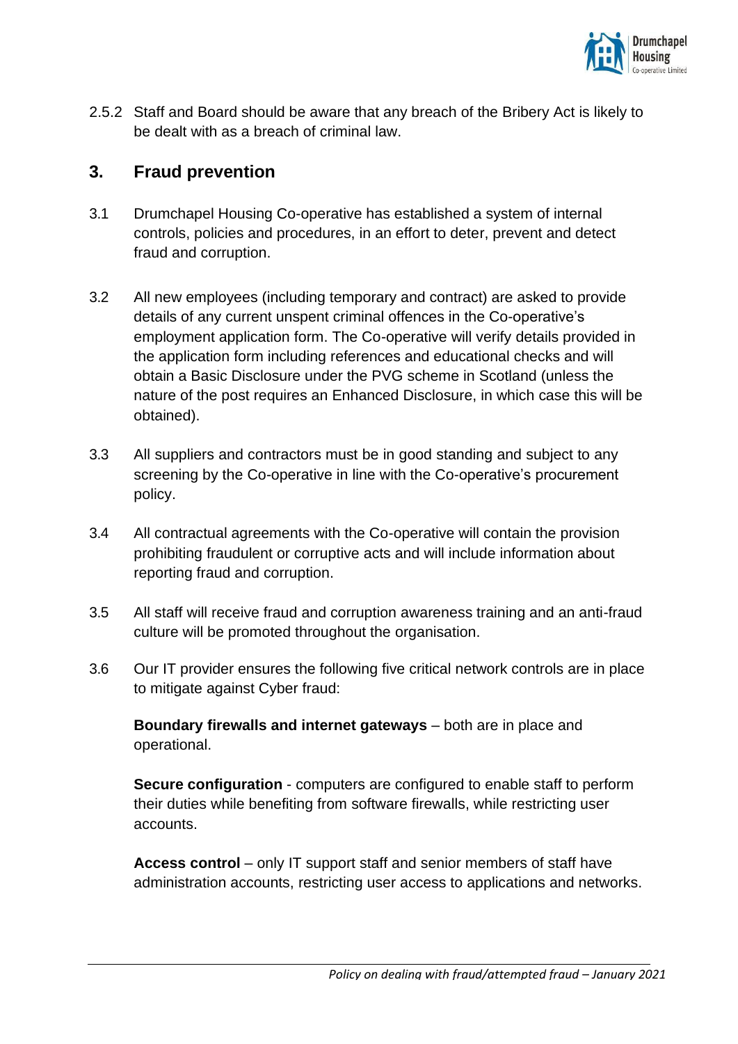2.5.2 Staff and Board should be aware that any breach of the Bribery Act is likely to be dealt with as a breach of criminal law.

## 3. Fraud prevention

3.1 Drumchapel Housing Co-operative has established a system of internal controls, policies and procedures, in an effort to deter, prevent and detect fraud and corruption.

3.2 All new employees (including temporary and contract) are asked to provide details of any current unspent criminal offences in the Co-operative's employment application form. The Co-operative will verify details provided in the application form including references and educational checks and will obtain a Basic Disclosure under the PVG scheme in Scotland (unless the nature of the post requires an Enhanced Disclosure, in which case this will be obtained).

3.3 All suppliers and contractors must be in good standing and subject to any screening by the Co-operative in line with the Co-operative's procurement policy.

3.4 All contractual agreements with the Co-operative will contain the provision prohibiting fraudulent or corruptive acts and will include information about reporting fraud and corruption.

3.5 All staff will receive fraud and corruption awareness training and an anti-fraud culture will be promoted throughout the organisation.

3.6 Our IT provider ensures the following five critical network controls are in place to mitigate against Cyber fraud:

**Boundary firewalls and internet gateways** – both are in place and operational.

**Secure configuration** - computers are configured to enable staff to perform their duties while benefiting from software firewalls, while restricting user accounts.

**Access control** – only IT support staff and senior members of staff have administration accounts, restricting user access to applications and networks.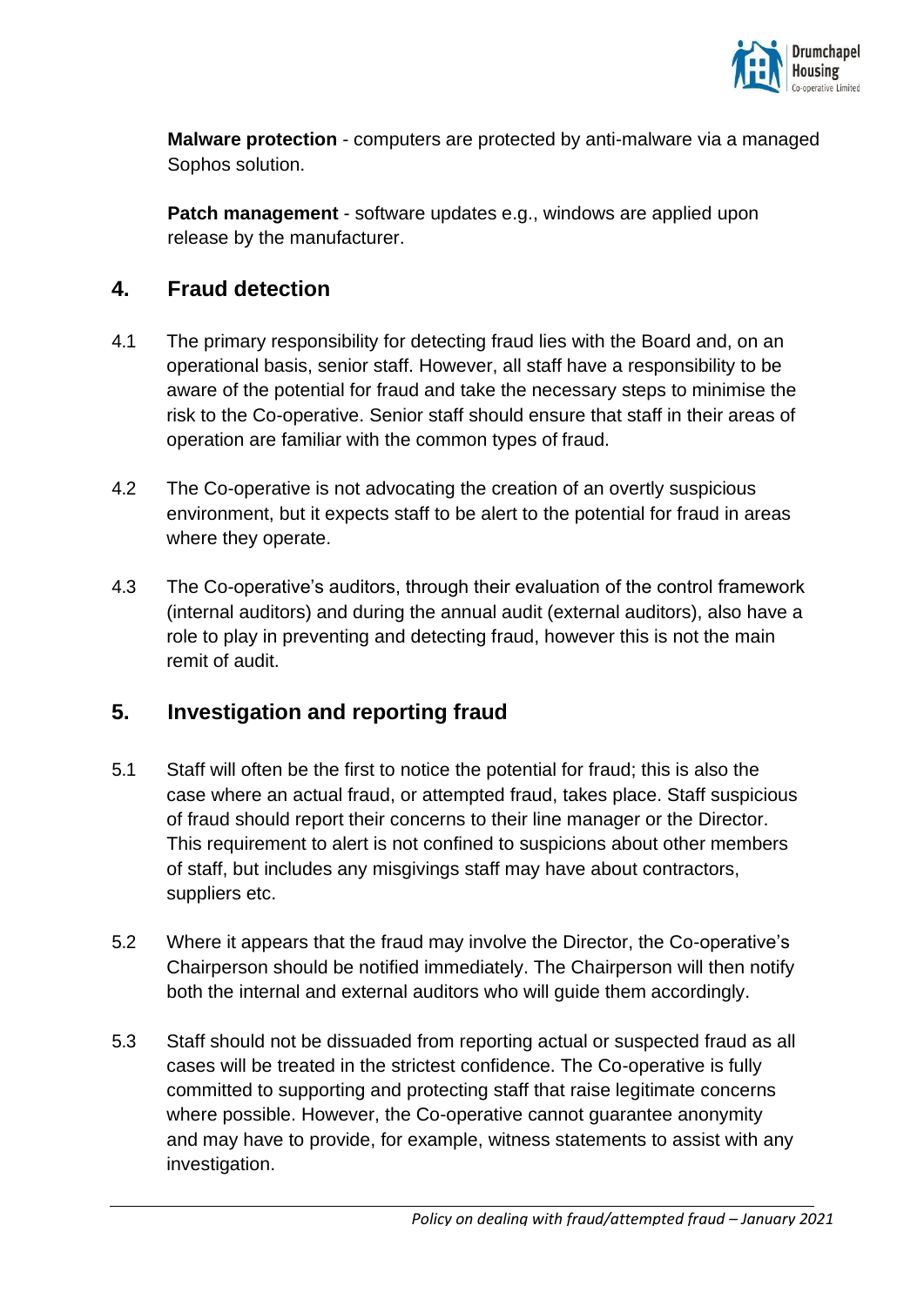**Malware protection** - computers are protected by anti-malware via a managed Sophos solution.

**Patch management** - software updates e.g., windows are applied upon release by the manufacturer.

## 4. Fraud detection

4.1 The primary responsibility for detecting fraud lies with the Board and, on an operational basis, senior staff. However, all staff have a responsibility to be aware of the potential for fraud and take the necessary steps to minimise the risk to the Co-operative. Senior staff should ensure that staff in their areas of operation are familiar with the common types of fraud.

4.2 The Co-operative is not advocating the creation of an overtly suspicious environment, but it expects staff to be alert to the potential for fraud in areas where they operate.

4.3 The Co-operative's auditors, through their evaluation of the control framework (internal auditors) and during the annual audit (external auditors), also have a role to play in preventing and detecting fraud, however this is not the main remit of audit.

## 5. Investigation and reporting fraud

5.1 Staff will often be the first to notice the potential for fraud; this is also the case where an actual fraud, or attempted fraud, takes place. Staff suspicious of fraud should report their concerns to their line manager or the Director. This requirement to alert is not confined to suspicions about other members of staff, but includes any misgivings staff may have about contractors, suppliers etc.

5.2 Where it appears that the fraud may involve the Director, the Co-operative's Chairperson should be notified immediately. The Chairperson will then notify both the internal and external auditors who will guide them accordingly.

5.3 Staff should not be dissuaded from reporting actual or suspected fraud as all cases will be treated in the strictest confidence. The Co-operative is fully committed to supporting and protecting staff that raise legitimate concerns where possible. However, the Co-operative cannot guarantee anonymity and may have to provide, for example, witness statements to assist with any investigation.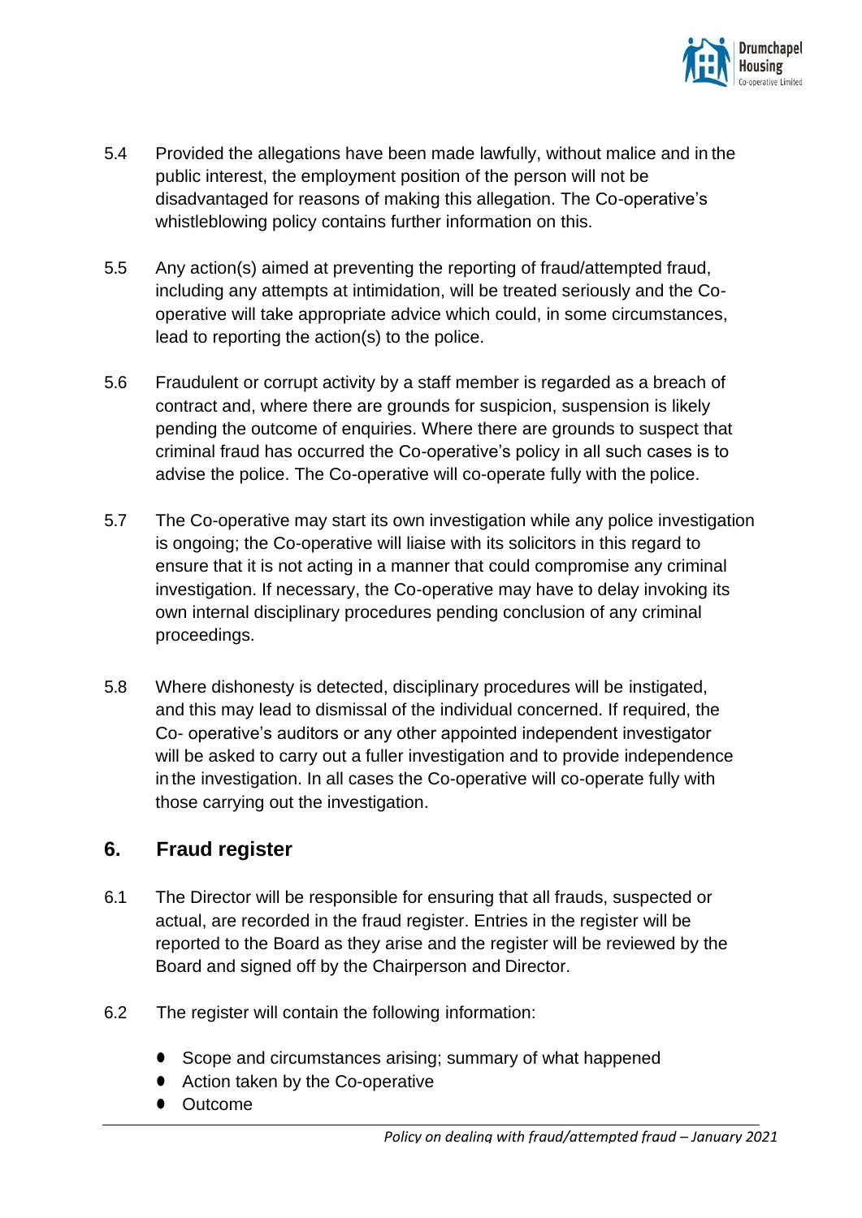5.4 Provided the allegations have been made lawfully, without malice and in the public interest, the employment position of the person will not be disadvantaged for reasons of making this allegation. The Co-operative's whistleblowing policy contains further information on this.

5.5 Any action(s) aimed at preventing the reporting of fraud/attempted fraud, including any attempts at intimidation, will be treated seriously and the Co-operative will take appropriate advice which could, in some circumstances, lead to reporting the action(s) to the police.

5.6 Fraudulent or corrupt activity by a staff member is regarded as a breach of contract and, where there are grounds for suspicion, suspension is likely pending the outcome of enquiries. Where there are grounds to suspect that criminal fraud has occurred the Co-operative's policy in all such cases is to advise the police. The Co-operative will co-operate fully with the police.

5.7 The Co-operative may start its own investigation while any police investigation is ongoing; the Co-operative will liaise with its solicitors in this regard to ensure that it is not acting in a manner that could compromise any criminal investigation. If necessary, the Co-operative may have to delay invoking its own internal disciplinary procedures pending conclusion of any criminal proceedings.

5.8 Where dishonesty is detected, disciplinary procedures will be instigated, and this may lead to dismissal of the individual concerned. If required, the Co- operative's auditors or any other appointed independent investigator will be asked to carry out a fuller investigation and to provide independence in the investigation. In all cases the Co-operative will co-operate fully with those carrying out the investigation.

## 6. Fraud register

6.1 The Director will be responsible for ensuring that all frauds, suspected or actual, are recorded in the fraud register. Entries in the register will be reported to the Board as they arise and the register will be reviewed by the Board and signed off by the Chairperson and Director.

6.2 The register will contain the following information:

- Scope and circumstances arising; summary of what happened
- Action taken by the Co-operative
- Outcome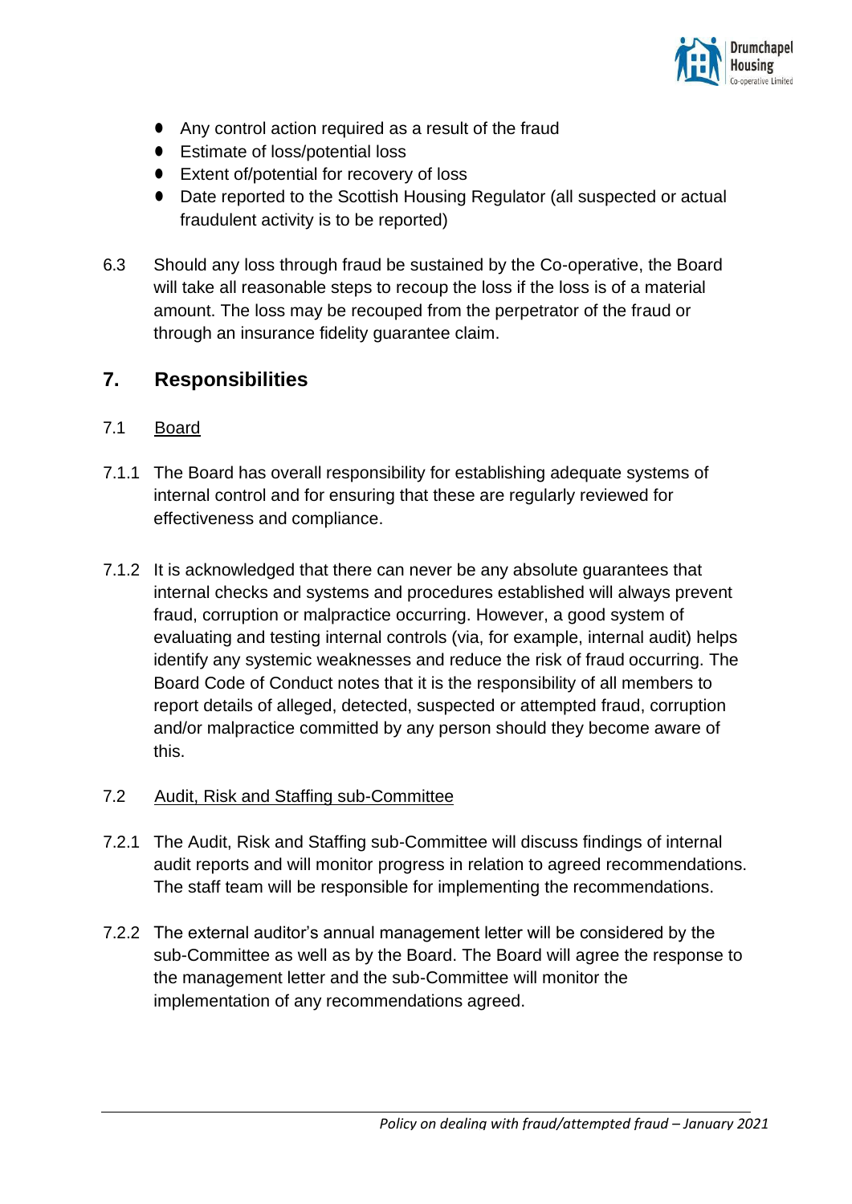- Any control action required as a result of the fraud
- Estimate of loss/potential loss
- Extent of/potential for recovery of loss
- Date reported to the Scottish Housing Regulator (all suspected or actual fraudulent activity is to be reported)

6.3 Should any loss through fraud be sustained by the Co-operative, the Board will take all reasonable steps to recoup the loss if the loss is of a material amount. The loss may be recouped from the perpetrator of the fraud or through an insurance fidelity guarantee claim.

## 7. Responsibilities

7.1 Board

7.1.1 The Board has overall responsibility for establishing adequate systems of internal control and for ensuring that these are regularly reviewed for effectiveness and compliance.

7.1.2 It is acknowledged that there can never be any absolute guarantees that internal checks and systems and procedures established will always prevent fraud, corruption or malpractice occurring. However, a good system of evaluating and testing internal controls (via, for example, internal audit) helps identify any systemic weaknesses and reduce the risk of fraud occurring. The Board Code of Conduct notes that it is the responsibility of all members to report details of alleged, detected, suspected or attempted fraud, corruption and/or malpractice committed by any person should they become aware of this.

7.2 Audit, Risk and Staffing sub-Committee

7.2.1 The Audit, Risk and Staffing sub-Committee will discuss findings of internal audit reports and will monitor progress in relation to agreed recommendations. The staff team will be responsible for implementing the recommendations.

7.2.2 The external auditor's annual management letter will be considered by the sub-Committee as well as by the Board. The Board will agree the response to the management letter and the sub-Committee will monitor the implementation of any recommendations agreed.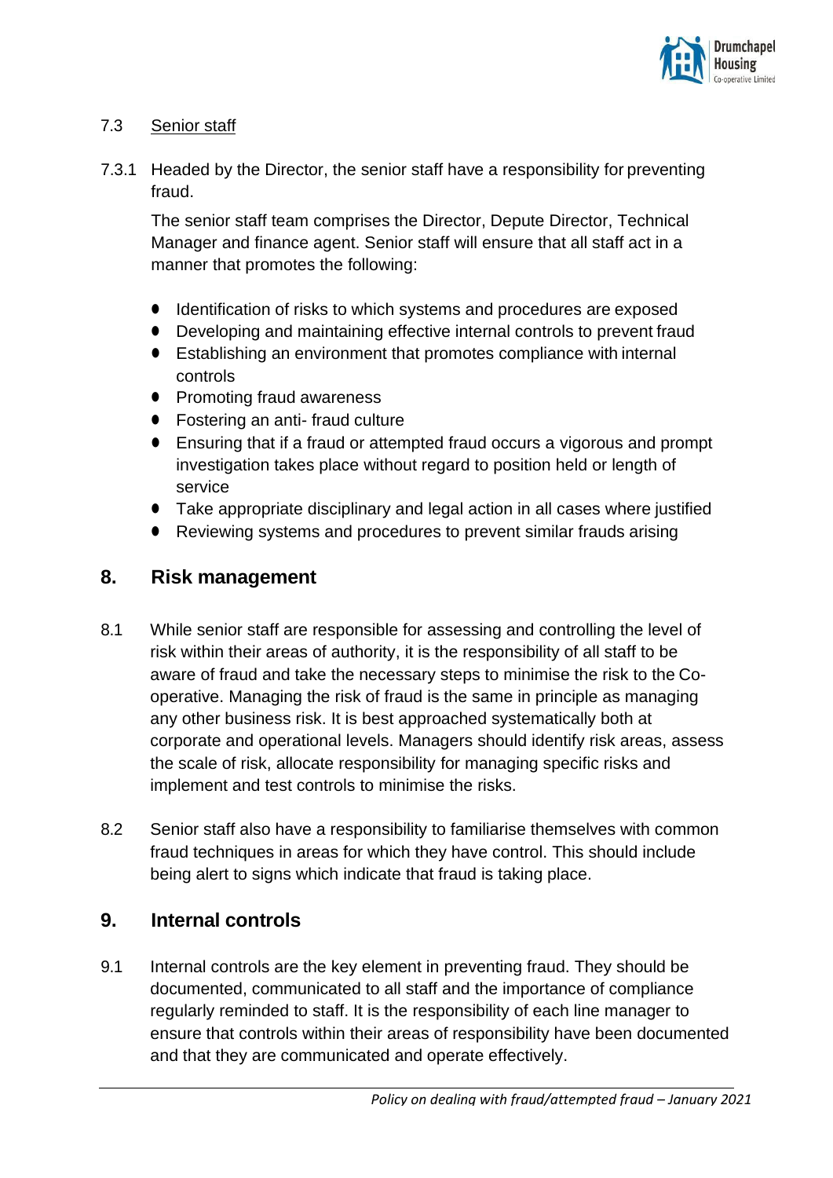### 7.3 Senior staff

7.3.1 Headed by the Director, the senior staff have a responsibility for preventing fraud.

The senior staff team comprises the Director, Depute Director, Technical Manager and finance agent. Senior staff will ensure that all staff act in a manner that promotes the following:

- Identification of risks to which systems and procedures are exposed
- Developing and maintaining effective internal controls to prevent fraud
- Establishing an environment that promotes compliance with internal controls
- Promoting fraud awareness
- Fostering an anti- fraud culture
- Ensuring that if a fraud or attempted fraud occurs a vigorous and prompt investigation takes place without regard to position held or length of service
- Take appropriate disciplinary and legal action in all cases where justified
- Reviewing systems and procedures to prevent similar frauds arising

## 8. Risk management

8.1 While senior staff are responsible for assessing and controlling the level of risk within their areas of authority, it is the responsibility of all staff to be aware of fraud and take the necessary steps to minimise the risk to the Co-operative. Managing the risk of fraud is the same in principle as managing any other business risk. It is best approached systematically both at corporate and operational levels. Managers should identify risk areas, assess the scale of risk, allocate responsibility for managing specific risks and implement and test controls to minimise the risks.

8.2 Senior staff also have a responsibility to familiarise themselves with common fraud techniques in areas for which they have control. This should include being alert to signs which indicate that fraud is taking place.

## 9. Internal controls

9.1 Internal controls are the key element in preventing fraud. They should be documented, communicated to all staff and the importance of compliance regularly reminded to staff. It is the responsibility of each line manager to ensure that controls within their areas of responsibility have been documented and that they are communicated and operate effectively.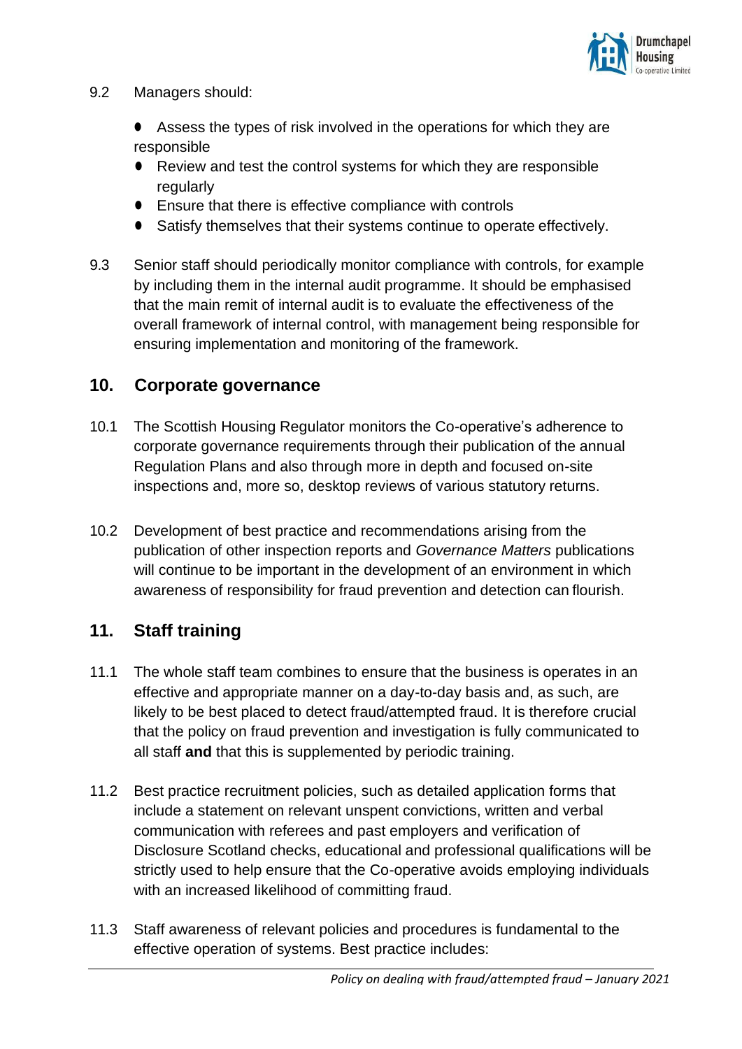9.2 Managers should:

- Assess the types of risk involved in the operations for which they are responsible
- Review and test the control systems for which they are responsible regularly
- Ensure that there is effective compliance with controls
- Satisfy themselves that their systems continue to operate effectively.

9.3 Senior staff should periodically monitor compliance with controls, for example by including them in the internal audit programme. It should be emphasised that the main remit of internal audit is to evaluate the effectiveness of the overall framework of internal control, with management being responsible for ensuring implementation and monitoring of the framework.

## 10. Corporate governance

10.1 The Scottish Housing Regulator monitors the Co-operative's adherence to corporate governance requirements through their publication of the annual Regulation Plans and also through more in depth and focused on-site inspections and, more so, desktop reviews of various statutory returns.

10.2 Development of best practice and recommendations arising from the publication of other inspection reports and *Governance Matters* publications will continue to be important in the development of an environment in which awareness of responsibility for fraud prevention and detection can flourish.

## 11. Staff training

11.1 The whole staff team combines to ensure that the business is operates in an effective and appropriate manner on a day-to-day basis and, as such, are likely to be best placed to detect fraud/attempted fraud. It is therefore crucial that the policy on fraud prevention and investigation is fully communicated to all staff **and** that this is supplemented by periodic training.

11.2 Best practice recruitment policies, such as detailed application forms that include a statement on relevant unspent convictions, written and verbal communication with referees and past employers and verification of Disclosure Scotland checks, educational and professional qualifications will be strictly used to help ensure that the Co-operative avoids employing individuals with an increased likelihood of committing fraud.

11.3 Staff awareness of relevant policies and procedures is fundamental to the effective operation of systems. Best practice includes: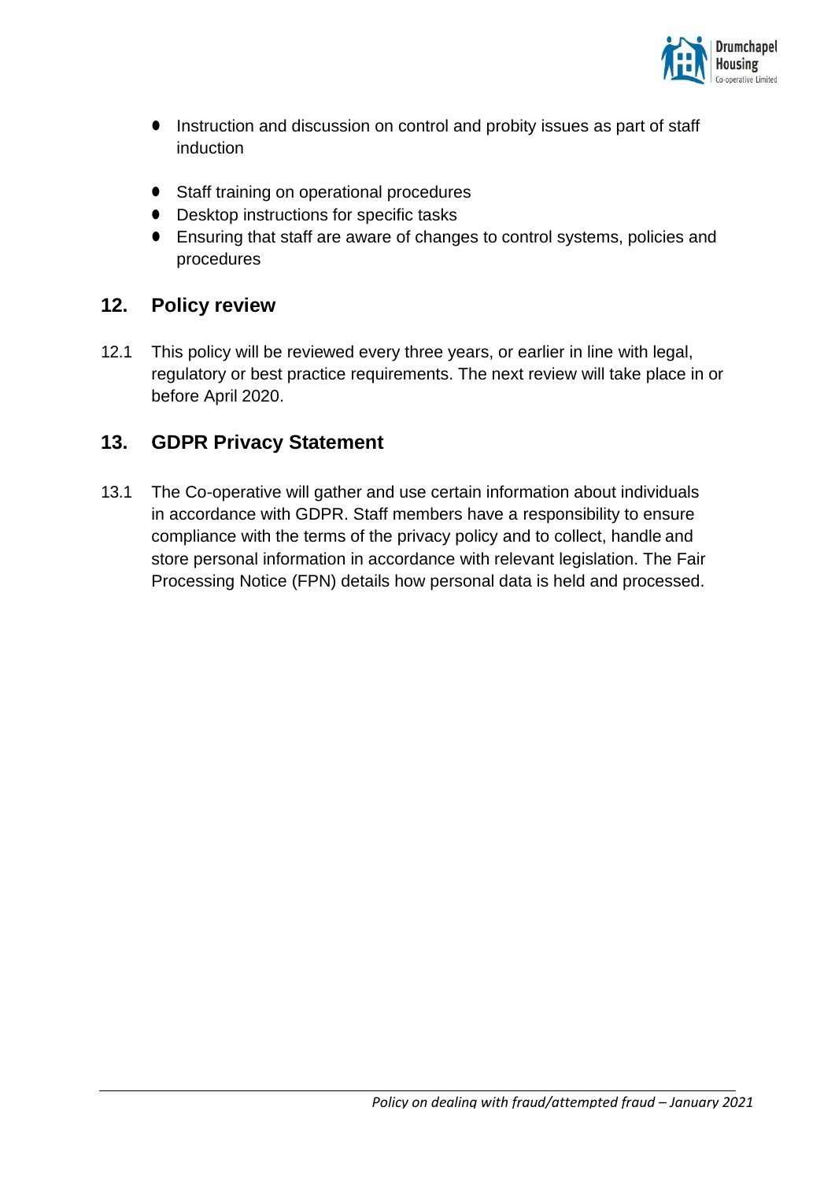- Instruction and discussion on control and probity issues as part of staff induction
- Staff training on operational procedures
- Desktop instructions for specific tasks
- Ensuring that staff are aware of changes to control systems, policies and procedures

## 12. Policy review

12.1 This policy will be reviewed every three years, or earlier in line with legal, regulatory or best practice requirements. The next review will take place in or before April 2020.

## 13. GDPR Privacy Statement

13.1 The Co-operative will gather and use certain information about individuals in accordance with GDPR. Staff members have a responsibility to ensure compliance with the terms of the privacy policy and to collect, handle and store personal information in accordance with relevant legislation. The Fair Processing Notice (FPN) details how personal data is held and processed.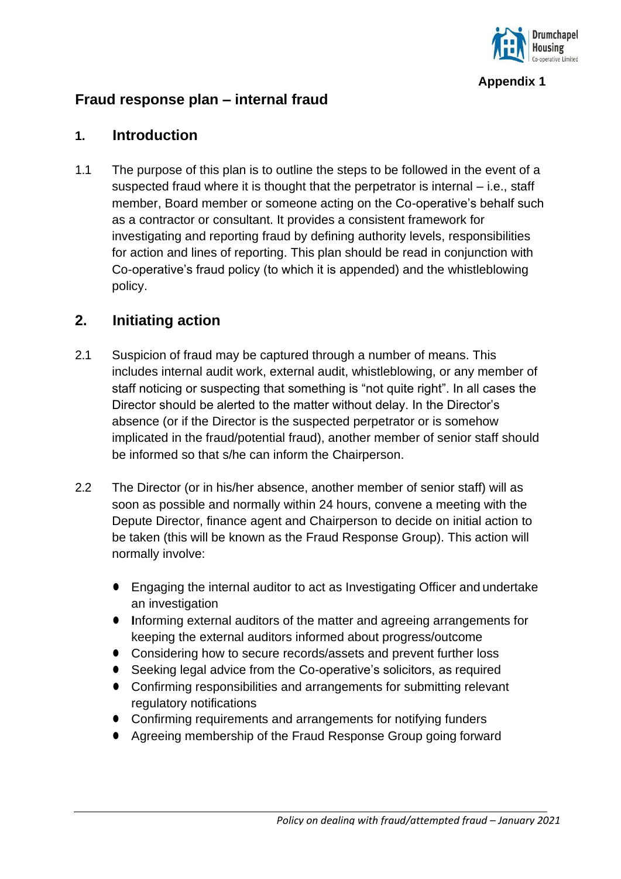Appendix 1

## Fraud response plan – internal fraud

### 1. Introduction

1.1 The purpose of this plan is to outline the steps to be followed in the event of a suspected fraud where it is thought that the perpetrator is internal – i.e., staff member, Board member or someone acting on the Co-operative's behalf such as a contractor or consultant. It provides a consistent framework for investigating and reporting fraud by defining authority levels, responsibilities for action and lines of reporting. This plan should be read in conjunction with Co-operative's fraud policy (to which it is appended) and the whistleblowing policy.

### 2. Initiating action

2.1 Suspicion of fraud may be captured through a number of means. This includes internal audit work, external audit, whistleblowing, or any member of staff noticing or suspecting that something is "not quite right". In all cases the Director should be alerted to the matter without delay. In the Director's absence (or if the Director is the suspected perpetrator or is somehow implicated in the fraud/potential fraud), another member of senior staff should be informed so that s/he can inform the Chairperson.

2.2 The Director (or in his/her absence, another member of senior staff) will as soon as possible and normally within 24 hours, convene a meeting with the Depute Director, finance agent and Chairperson to decide on initial action to be taken (this will be known as the Fraud Response Group). This action will normally involve:

- Engaging the internal auditor to act as Investigating Officer and undertake an investigation
- Informing external auditors of the matter and agreeing arrangements for keeping the external auditors informed about progress/outcome
- Considering how to secure records/assets and prevent further loss
- Seeking legal advice from the Co-operative's solicitors, as required
- Confirming responsibilities and arrangements for submitting relevant regulatory notifications
- Confirming requirements and arrangements for notifying funders
- Agreeing membership of the Fraud Response Group going forward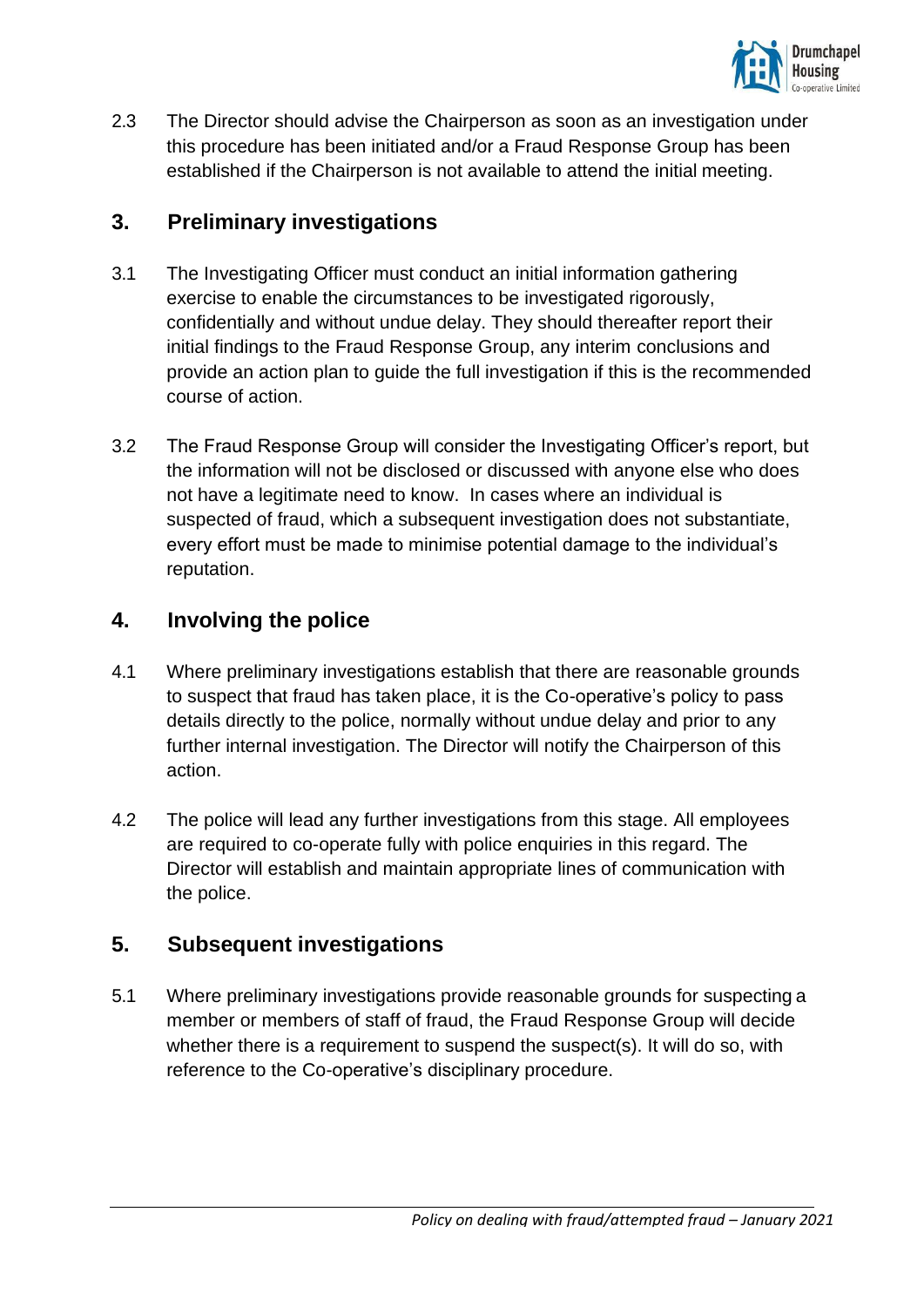2.3 The Director should advise the Chairperson as soon as an investigation under this procedure has been initiated and/or a Fraud Response Group has been established if the Chairperson is not available to attend the initial meeting.

## 3. Preliminary investigations

3.1 The Investigating Officer must conduct an initial information gathering exercise to enable the circumstances to be investigated rigorously, confidentially and without undue delay. They should thereafter report their initial findings to the Fraud Response Group, any interim conclusions and provide an action plan to guide the full investigation if this is the recommended course of action.

3.2 The Fraud Response Group will consider the Investigating Officer's report, but the information will not be disclosed or discussed with anyone else who does not have a legitimate need to know. In cases where an individual is suspected of fraud, which a subsequent investigation does not substantiate, every effort must be made to minimise potential damage to the individual's reputation.

## 4. Involving the police

4.1 Where preliminary investigations establish that there are reasonable grounds to suspect that fraud has taken place, it is the Co-operative's policy to pass details directly to the police, normally without undue delay and prior to any further internal investigation. The Director will notify the Chairperson of this action.

4.2 The police will lead any further investigations from this stage. All employees are required to co-operate fully with police enquiries in this regard. The Director will establish and maintain appropriate lines of communication with the police.

## 5. Subsequent investigations

5.1 Where preliminary investigations provide reasonable grounds for suspecting a member or members of staff of fraud, the Fraud Response Group will decide whether there is a requirement to suspend the suspect(s). It will do so, with reference to the Co-operative's disciplinary procedure.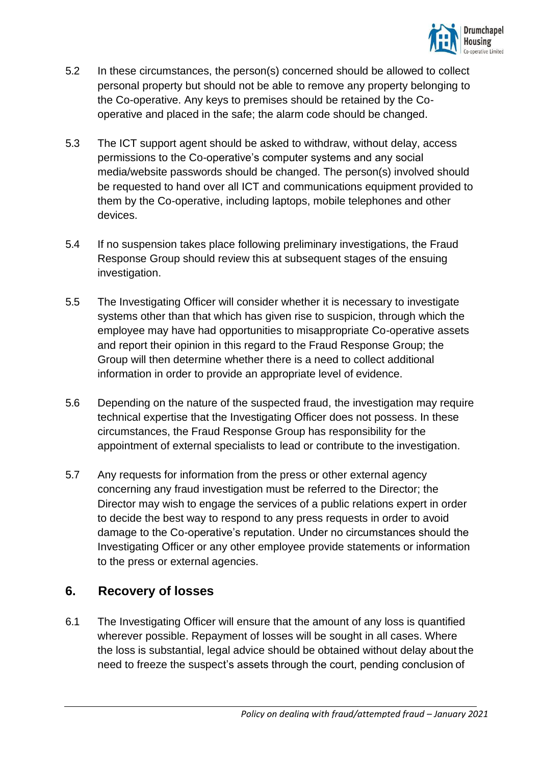5.2 In these circumstances, the person(s) concerned should be allowed to collect personal property but should not be able to remove any property belonging to the Co-operative. Any keys to premises should be retained by the Co-operative and placed in the safe; the alarm code should be changed.

5.3 The ICT support agent should be asked to withdraw, without delay, access permissions to the Co-operative's computer systems and any social media/website passwords should be changed. The person(s) involved should be requested to hand over all ICT and communications equipment provided to them by the Co-operative, including laptops, mobile telephones and other devices.

5.4 If no suspension takes place following preliminary investigations, the Fraud Response Group should review this at subsequent stages of the ensuing investigation.

5.5 The Investigating Officer will consider whether it is necessary to investigate systems other than that which has given rise to suspicion, through which the employee may have had opportunities to misappropriate Co-operative assets and report their opinion in this regard to the Fraud Response Group; the Group will then determine whether there is a need to collect additional information in order to provide an appropriate level of evidence.

5.6 Depending on the nature of the suspected fraud, the investigation may require technical expertise that the Investigating Officer does not possess. In these circumstances, the Fraud Response Group has responsibility for the appointment of external specialists to lead or contribute to the investigation.

5.7 Any requests for information from the press or other external agency concerning any fraud investigation must be referred to the Director; the Director may wish to engage the services of a public relations expert in order to decide the best way to respond to any press requests in order to avoid damage to the Co-operative's reputation. Under no circumstances should the Investigating Officer or any other employee provide statements or information to the press or external agencies.

## 6. Recovery of losses

6.1 The Investigating Officer will ensure that the amount of any loss is quantified wherever possible. Repayment of losses will be sought in all cases. Where the loss is substantial, legal advice should be obtained without delay about the need to freeze the suspect's assets through the court, pending conclusion of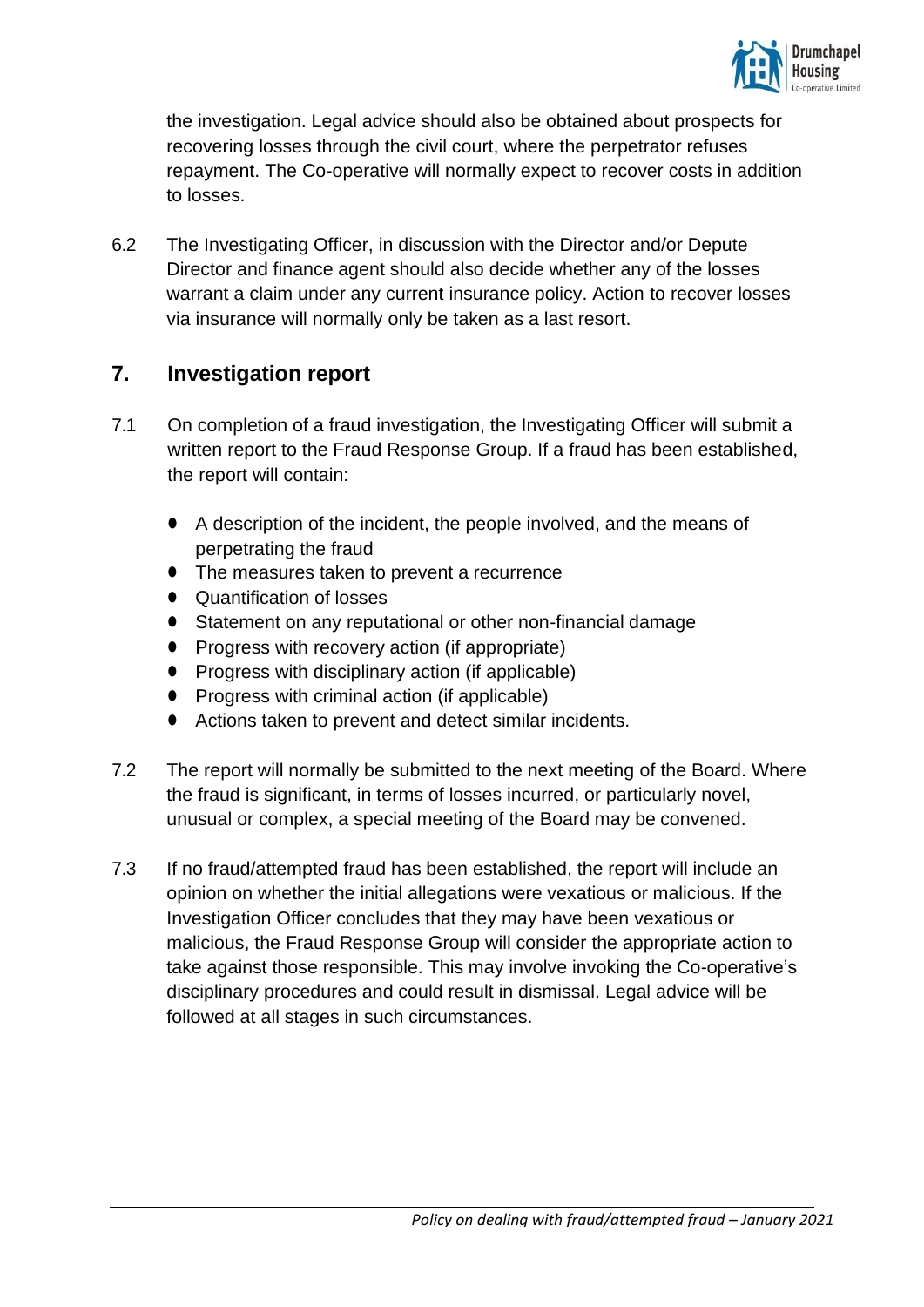the investigation. Legal advice should also be obtained about prospects for recovering losses through the civil court, where the perpetrator refuses repayment. The Co-operative will normally expect to recover costs in addition to losses.

6.2 The Investigating Officer, in discussion with the Director and/or Depute Director and finance agent should also decide whether any of the losses warrant a claim under any current insurance policy. Action to recover losses via insurance will normally only be taken as a last resort.

## 7. Investigation report

7.1 On completion of a fraud investigation, the Investigating Officer will submit a written report to the Fraud Response Group. If a fraud has been established, the report will contain:

- A description of the incident, the people involved, and the means of perpetrating the fraud
- The measures taken to prevent a recurrence
- Quantification of losses
- Statement on any reputational or other non-financial damage
- Progress with recovery action (if appropriate)
- Progress with disciplinary action (if applicable)
- Progress with criminal action (if applicable)
- Actions taken to prevent and detect similar incidents.

7.2 The report will normally be submitted to the next meeting of the Board. Where the fraud is significant, in terms of losses incurred, or particularly novel, unusual or complex, a special meeting of the Board may be convened.

7.3 If no fraud/attempted fraud has been established, the report will include an opinion on whether the initial allegations were vexatious or malicious. If the Investigation Officer concludes that they may have been vexatious or malicious, the Fraud Response Group will consider the appropriate action to take against those responsible. This may involve invoking the Co-operative's disciplinary procedures and could result in dismissal. Legal advice will be followed at all stages in such circumstances.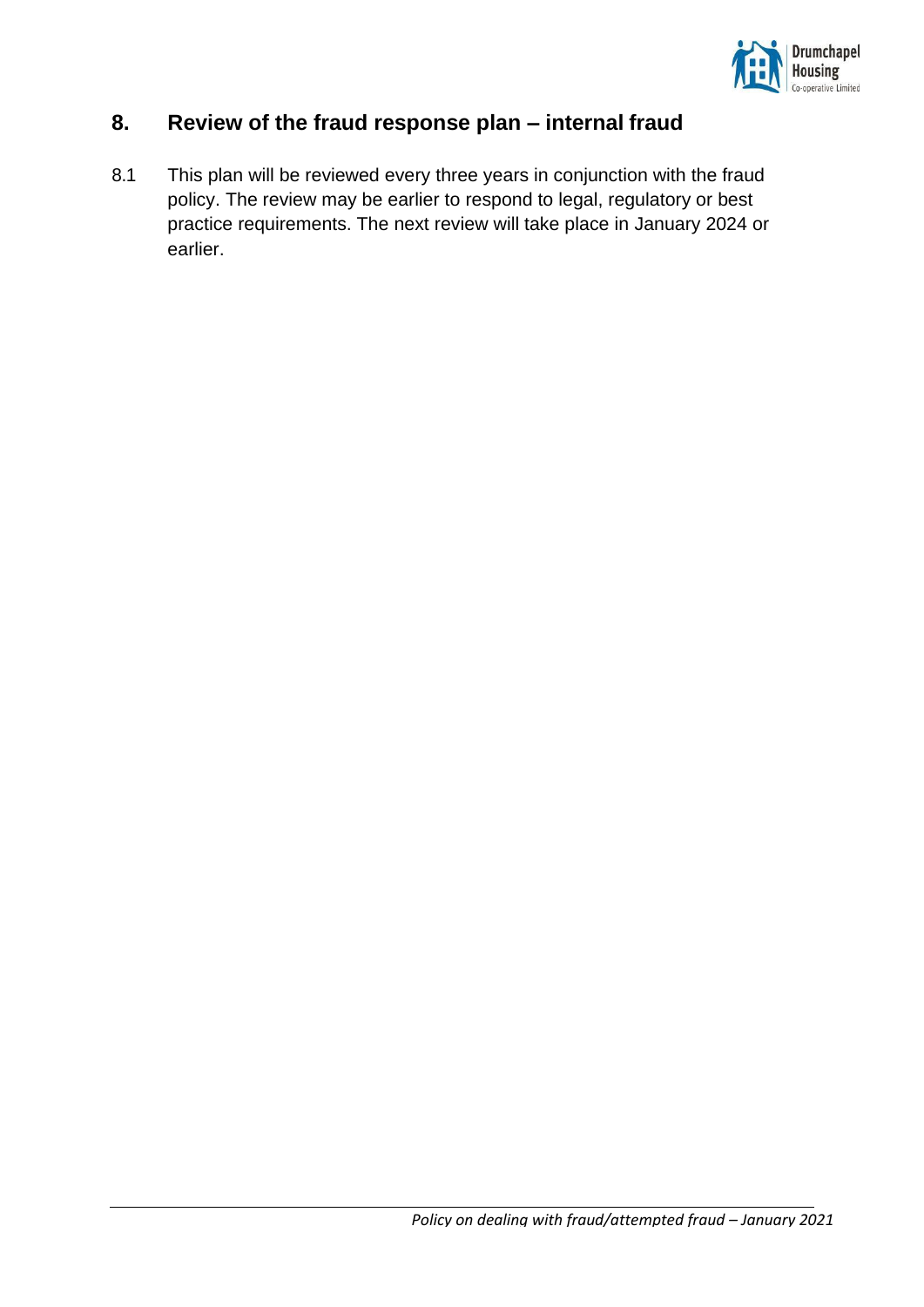## 8. Review of the fraud response plan – internal fraud

8.1 This plan will be reviewed every three years in conjunction with the fraud policy. The review may be earlier to respond to legal, regulatory or best practice requirements. The next review will take place in January 2024 or earlier.